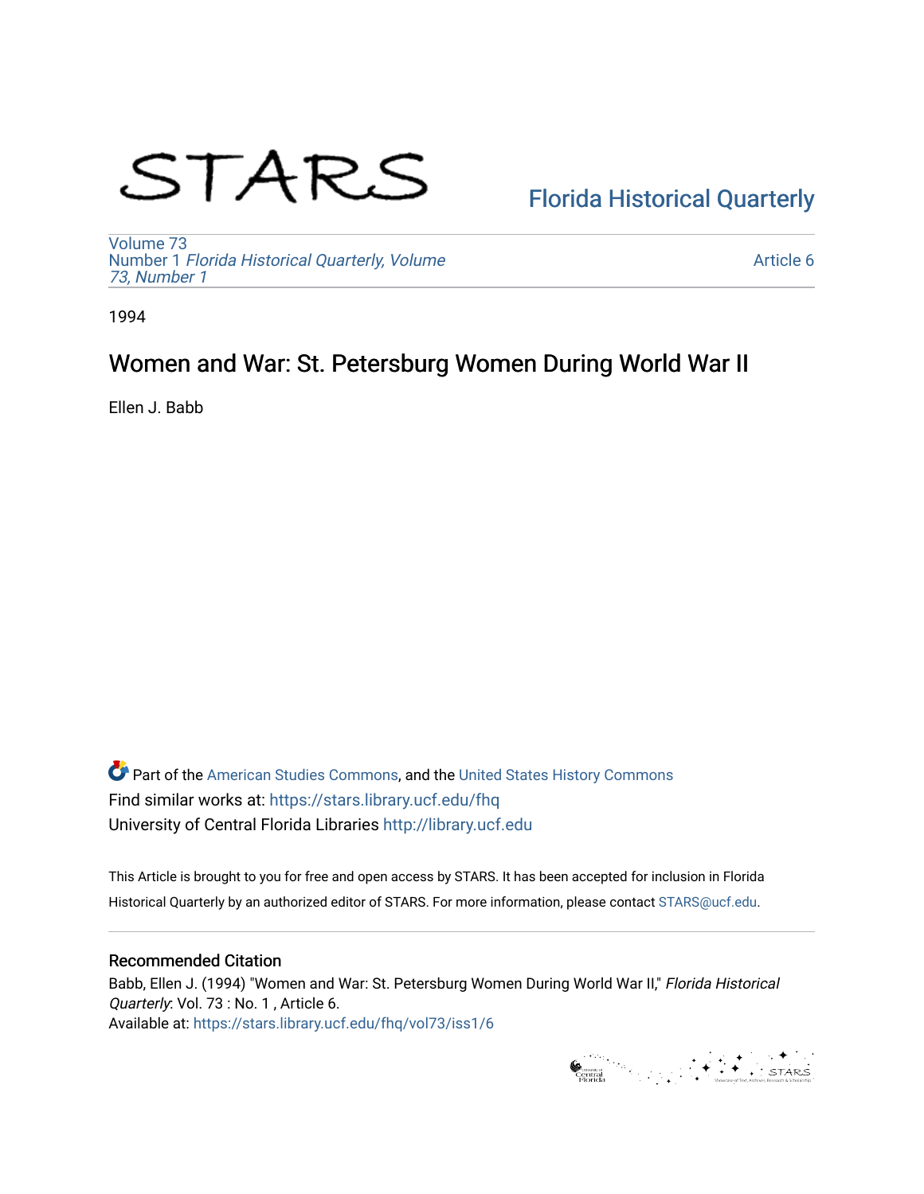STARS

Florida Historical Quarterly

Volume 73
Number 1 *Florida Historical Quarterly, Volume 73, Number 1*

Article 6

1994

# Women and War: St. Petersburg Women During World War II

Ellen J. Babb

Part of the American Studies Commons, and the United States History Commons
Find similar works at: https://stars.library.ucf.edu/fhq
University of Central Florida Libraries http://library.ucf.edu

This Article is brought to you for free and open access by STARS. It has been accepted for inclusion in Florida Historical Quarterly by an authorized editor of STARS. For more information, please contact STARS@ucf.edu.

## Recommended Citation

Babb, Ellen J. (1994) "Women and War: St. Petersburg Women During World War II," *Florida Historical Quarterly*: Vol. 73 : No. 1 , Article 6.
Available at: https://stars.library.ucf.edu/fhq/vol73/iss1/6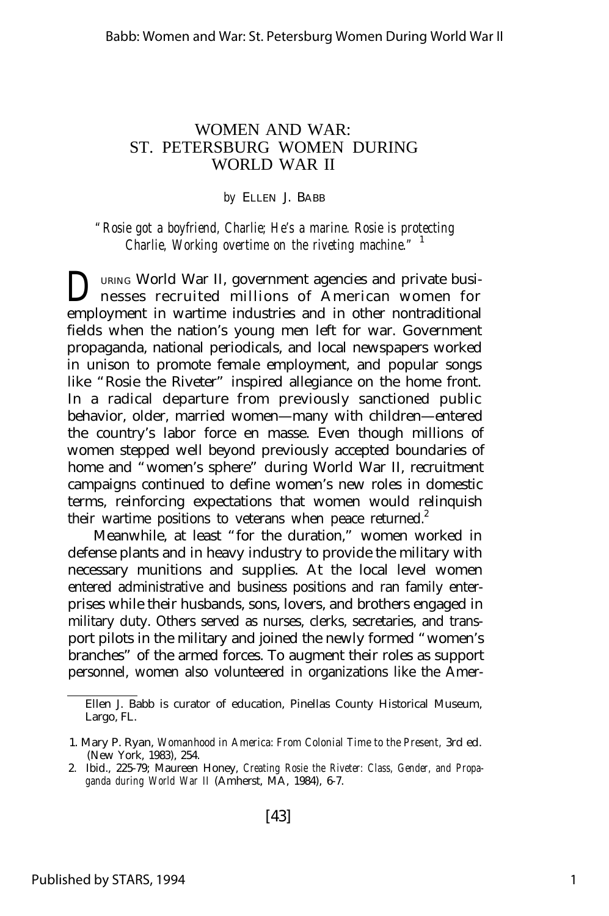# WOMEN AND WAR: ST. PETERSBURG WOMEN DURING WORLD WAR II

*by* ELLEN J. BABB

*"Rosie got a boyfriend, Charlie; He's a marine. Rosie is protecting Charlie, Working overtime on the riveting machine."* [1]

DURING World War II, government agencies and private businesses recruited millions of American women for employment in wartime industries and in other nontraditional fields when the nation's young men left for war. Government propaganda, national periodicals, and local newspapers worked in unison to promote female employment, and popular songs like "Rosie the Riveter" inspired allegiance on the home front. In a radical departure from previously sanctioned public behavior, older, married women—many with children—entered the country's labor force en masse. Even though millions of women stepped well beyond previously accepted boundaries of home and "women's sphere" during World War II, recruitment campaigns continued to define women's new roles in domestic terms, reinforcing expectations that women would relinquish their wartime positions to veterans when peace returned.[2]

Meanwhile, at least "for the duration," women worked in defense plants and in heavy industry to provide the military with necessary munitions and supplies. At the local level women entered administrative and business positions and ran family enterprises while their husbands, sons, lovers, and brothers engaged in military duty. Others served as nurses, clerks, secretaries, and transport pilots in the military and joined the newly formed "women's branches" of the armed forces. To augment their roles as support personnel, women also volunteered in organizations like the Amer-

---

Ellen J. Babb is curator of education, Pinellas County Historical Museum, Largo, FL.

1. Mary P. Ryan, *Womanhood in America: From Colonial Time to the Present,* 3rd ed. (New York, 1983), 254.
2. Ibid., 225-79; Maureen Honey, *Creating Rosie the Riveter: Class, Gender, and Propaganda during World War II* (Amherst, MA, 1984), 6-7.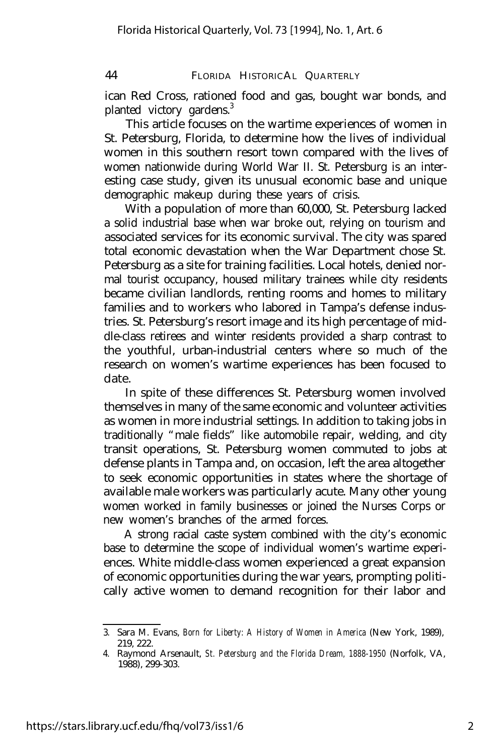ican Red Cross, rationed food and gas, bought war bonds, and planted victory gardens.[3]

This article focuses on the wartime experiences of women in St. Petersburg, Florida, to determine how the lives of individual women in this southern resort town compared with the lives of women nationwide during World War II. St. Petersburg is an interesting case study, given its unusual economic base and unique demographic makeup during these years of crisis.

With a population of more than 60,000, St. Petersburg lacked a solid industrial base when war broke out, relying on tourism and associated services for its economic survival. The city was spared total economic devastation when the War Department chose St. Petersburg as a site for training facilities. Local hotels, denied normal tourist occupancy, housed military trainees while city residents became civilian landlords, renting rooms and homes to military families and to workers who labored in Tampa's defense industries. St. Petersburg's resort image and its high percentage of middle-class retirees and winter residents provided a sharp contrast to the youthful, urban-industrial centers where so much of the research on women's wartime experiences has been focused to date.

In spite of these differences St. Petersburg women involved themselves in many of the same economic and volunteer activities as women in more industrial settings. In addition to taking jobs in traditionally "male fields" like automobile repair, welding, and city transit operations, St. Petersburg women commuted to jobs at defense plants in Tampa and, on occasion, left the area altogether to seek economic opportunities in states where the shortage of available male workers was particularly acute. Many other young women worked in family businesses or joined the Nurses Corps or new women's branches of the armed forces.

A strong racial caste system combined with the city's economic base to determine the scope of individual women's wartime experiences. White middle-class women experienced a great expansion of economic opportunities during the war years, prompting politically active women to demand recognition for their labor and

---

3. Sara M. Evans, *Born for Liberty: A History of Women in America* (New York, 1989), 219, 222.
4. Raymond Arsenault, *St. Petersburg and the Florida Dream, 1888-1950* (Norfolk, VA, 1988), 299-303.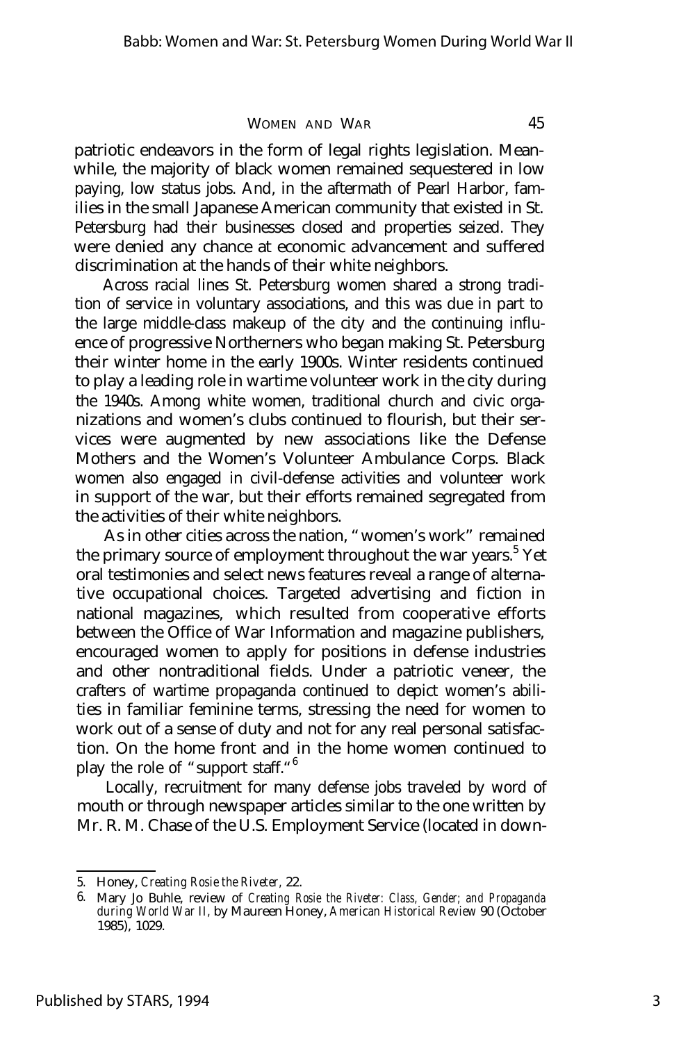patriotic endeavors in the form of legal rights legislation. Meanwhile, the majority of black women remained sequestered in low paying, low status jobs. And, in the aftermath of Pearl Harbor, families in the small Japanese American community that existed in St. Petersburg had their businesses closed and properties seized. They were denied any chance at economic advancement and suffered discrimination at the hands of their white neighbors.

Across racial lines St. Petersburg women shared a strong tradition of service in voluntary associations, and this was due in part to the large middle-class makeup of the city and the continuing influence of progressive Northerners who began making St. Petersburg their winter home in the early 1900s. Winter residents continued to play a leading role in wartime volunteer work in the city during the 1940s. Among white women, traditional church and civic organizations and women's clubs continued to flourish, but their services were augmented by new associations like the Defense Mothers and the Women's Volunteer Ambulance Corps. Black women also engaged in civil-defense activities and volunteer work in support of the war, but their efforts remained segregated from the activities of their white neighbors.

As in other cities across the nation, "women's work" remained the primary source of employment throughout the war years.[5] Yet oral testimonies and select news features reveal a range of alternative occupational choices. Targeted advertising and fiction in national magazines, which resulted from cooperative efforts between the Office of War Information and magazine publishers, encouraged women to apply for positions in defense industries and other nontraditional fields. Under a patriotic veneer, the crafters of wartime propaganda continued to depict women's abilities in familiar feminine terms, stressing the need for women to work out of a sense of duty and not for any real personal satisfaction. On the home front and in the home women continued to play the role of "support staff."[6]

Locally, recruitment for many defense jobs traveled by word of mouth or through newspaper articles similar to the one written by Mr. R. M. Chase of the U.S. Employment Service (located in down-

---

5. Honey, *Creating Rosie the Riveter,* 22.

6. Mary Jo Buhle, review of *Creating Rosie the Riveter: Class, Gender; and Propaganda during World War II,* by Maureen Honey, *American Historical Review* 90 (October 1985), 1029.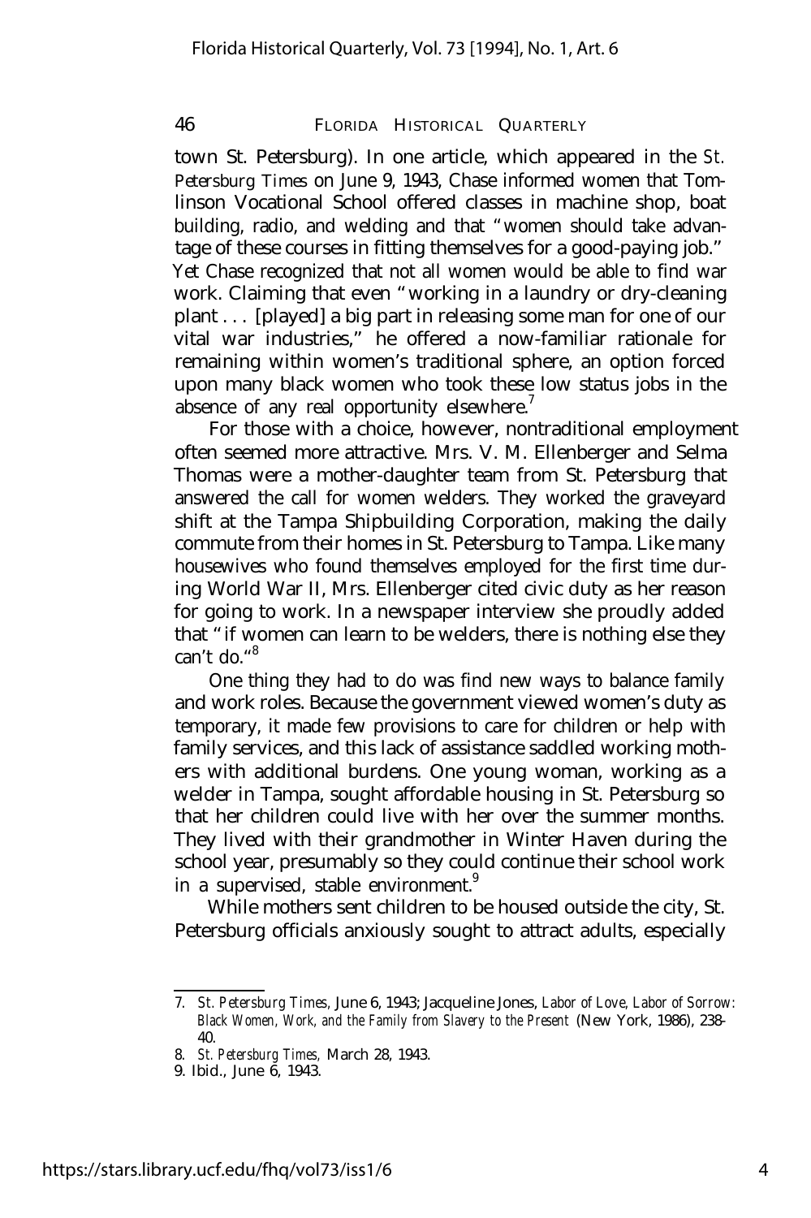town St. Petersburg). In one article, which appeared in the *St. Petersburg Times* on June 9, 1943, Chase informed women that Tomlinson Vocational School offered classes in machine shop, boat building, radio, and welding and that "women should take advantage of these courses in fitting themselves for a good-paying job." Yet Chase recognized that not all women would be able to find war work. Claiming that even "working in a laundry or dry-cleaning plant . . . [played] a big part in releasing some man for one of our vital war industries," he offered a now-familiar rationale for remaining within women's traditional sphere, an option forced upon many black women who took these low status jobs in the absence of any real opportunity elsewhere.[7]

For those with a choice, however, nontraditional employment often seemed more attractive. Mrs. V. M. Ellenberger and Selma Thomas were a mother-daughter team from St. Petersburg that answered the call for women welders. They worked the graveyard shift at the Tampa Shipbuilding Corporation, making the daily commute from their homes in St. Petersburg to Tampa. Like many housewives who found themselves employed for the first time during World War II, Mrs. Ellenberger cited civic duty as her reason for going to work. In a newspaper interview she proudly added that "if women can learn to be welders, there is nothing else they can't do."[8]

One thing they had to do was find new ways to balance family and work roles. Because the government viewed women's duty as temporary, it made few provisions to care for children or help with family services, and this lack of assistance saddled working mothers with additional burdens. One young woman, working as a welder in Tampa, sought affordable housing in St. Petersburg so that her children could live with her over the summer months. They lived with their grandmother in Winter Haven during the school year, presumably so they could continue their school work in a supervised, stable environment.[9]

While mothers sent children to be housed outside the city, St. Petersburg officials anxiously sought to attract adults, especially

---

7. *St. Petersburg Times*, June 6, 1943; Jacqueline Jones, *Labor of Love, Labor of Sorrow: Black Women, Work, and the Family from Slavery to the Present* (New York, 1986), 238-40.
8. *St. Petersburg Times*, March 28, 1943.
9. Ibid., June 6, 1943.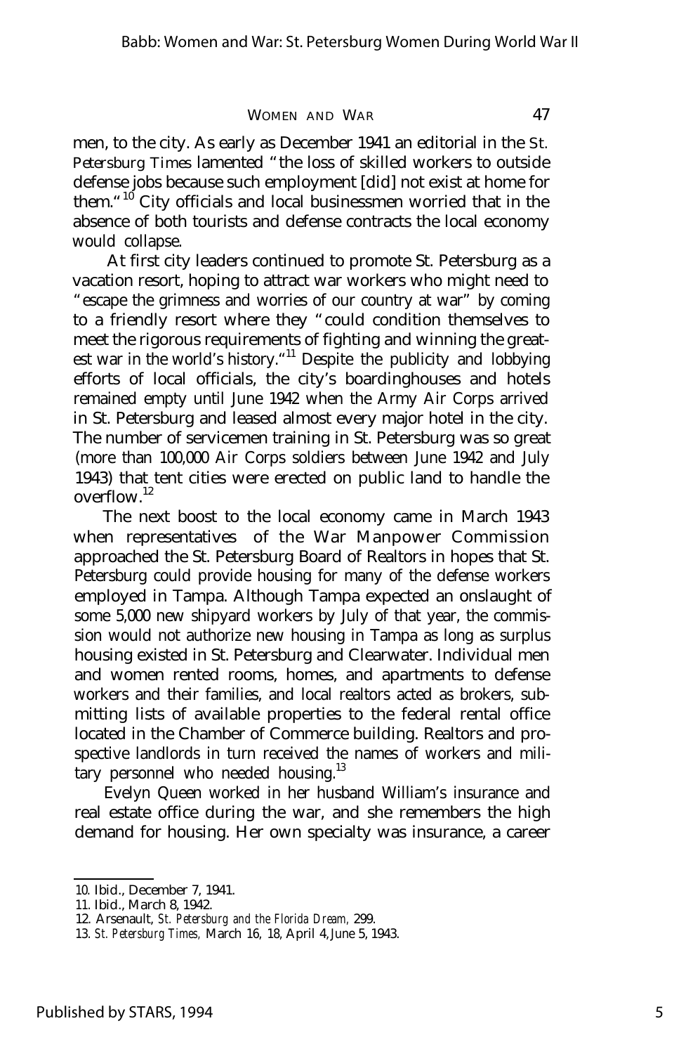men, to the city. As early as December 1941 an editorial in the *St. Petersburg Times* lamented "the loss of skilled workers to outside defense jobs because such employment [did] not exist at home for them."[10] City officials and local businessmen worried that in the absence of both tourists and defense contracts the local economy would collapse.

At first city leaders continued to promote St. Petersburg as a vacation resort, hoping to attract war workers who might need to "escape the grimness and worries of our country at war" by coming to a friendly resort where they "could condition themselves to meet the rigorous requirements of fighting and winning the greatest war in the world's history."[11] Despite the publicity and lobbying efforts of local officials, the city's boardinghouses and hotels remained empty until June 1942 when the Army Air Corps arrived in St. Petersburg and leased almost every major hotel in the city. The number of servicemen training in St. Petersburg was so great (more than 100,000 Air Corps soldiers between June 1942 and July 1943) that tent cities were erected on public land to handle the overflow.[12]

The next boost to the local economy came in March 1943 when representatives of the War Manpower Commission approached the St. Petersburg Board of Realtors in hopes that St. Petersburg could provide housing for many of the defense workers employed in Tampa. Although Tampa expected an onslaught of some 5,000 new shipyard workers by July of that year, the commission would not authorize new housing in Tampa as long as surplus housing existed in St. Petersburg and Clearwater. Individual men and women rented rooms, homes, and apartments to defense workers and their families, and local realtors acted as brokers, submitting lists of available properties to the federal rental office located in the Chamber of Commerce building. Realtors and prospective landlords in turn received the names of workers and military personnel who needed housing.[13]

Evelyn Queen worked in her husband William's insurance and real estate office during the war, and she remembers the high demand for housing. Her own specialty was insurance, a career

---

10. Ibid., December 7, 1941.
11. Ibid., March 8, 1942.
12. Arsenault, *St. Petersburg and the Florida Dream,* 299.
13. *St. Petersburg Times,* March 16, 18, April 4, June 5, 1943.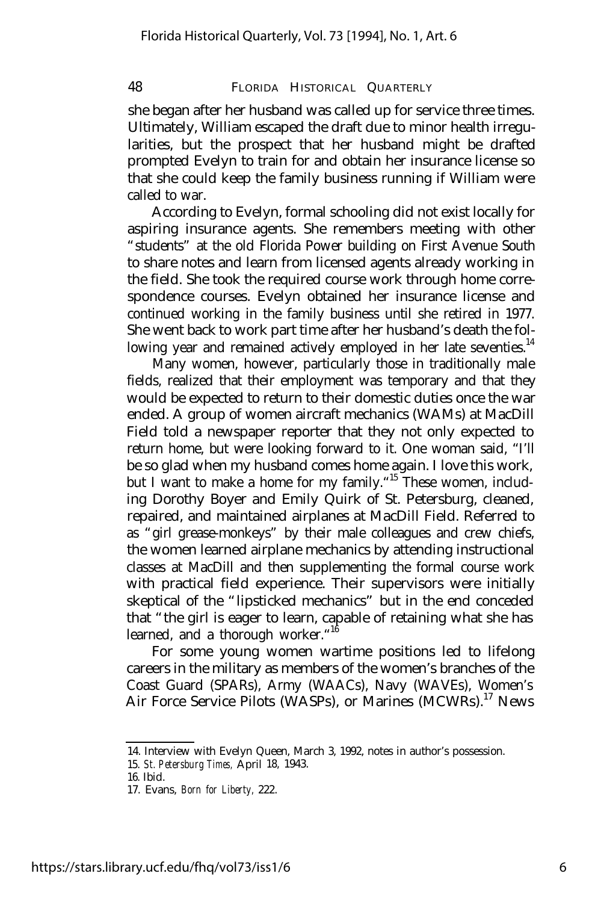she began after her husband was called up for service three times. Ultimately, William escaped the draft due to minor health irregularities, but the prospect that her husband might be drafted prompted Evelyn to train for and obtain her insurance license so that she could keep the family business running if William were called to war.

According to Evelyn, formal schooling did not exist locally for aspiring insurance agents. She remembers meeting with other "students" at the old Florida Power building on First Avenue South to share notes and learn from licensed agents already working in the field. She took the required course work through home correspondence courses. Evelyn obtained her insurance license and continued working in the family business until she retired in 1977. She went back to work part time after her husband's death the following year and remained actively employed in her late seventies.[14]

Many women, however, particularly those in traditionally male fields, realized that their employment was temporary and that they would be expected to return to their domestic duties once the war ended. A group of women aircraft mechanics (WAMs) at MacDill Field told a newspaper reporter that they not only expected to return home, but were looking forward to it. One woman said, "I'll be so glad when my husband comes home again. I love this work, but I want to make a home for my family."[15] These women, including Dorothy Boyer and Emily Quirk of St. Petersburg, cleaned, repaired, and maintained airplanes at MacDill Field. Referred to as "girl grease-monkeys" by their male colleagues and crew chiefs, the women learned airplane mechanics by attending instructional classes at MacDill and then supplementing the formal course work with practical field experience. Their supervisors were initially skeptical of the "lipsticked mechanics" but in the end conceded that "the girl is eager to learn, capable of retaining what she has learned, and a thorough worker."[16]

For some young women wartime positions led to lifelong careers in the military as members of the women's branches of the Coast Guard (SPARs), Army (WAACs), Navy (WAVEs), Women's Air Force Service Pilots (WASPs), or Marines (MCWRs).[17] News

---

14. Interview with Evelyn Queen, March 3, 1992, notes in author's possession.

15. *St. Petersburg Times,* April 18, 1943.

16. Ibid.

17. Evans, *Born for Liberty,* 222.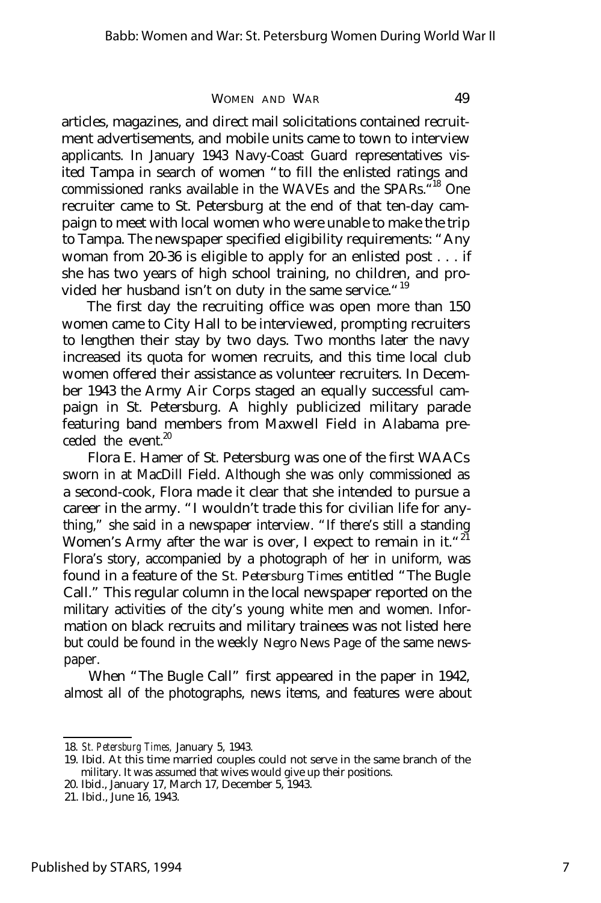articles, magazines, and direct mail solicitations contained recruitment advertisements, and mobile units came to town to interview applicants. In January 1943 Navy-Coast Guard representatives visited Tampa in search of women "to fill the enlisted ratings and commissioned ranks available in the WAVEs and the SPARs."[18] One recruiter came to St. Petersburg at the end of that ten-day campaign to meet with local women who were unable to make the trip to Tampa. The newspaper specified eligibility requirements: "Any woman from 20-36 is eligible to apply for an enlisted post . . . if she has two years of high school training, no children, and provided her husband isn't on duty in the same service."[19]

The first day the recruiting office was open more than 150 women came to City Hall to be interviewed, prompting recruiters to lengthen their stay by two days. Two months later the navy increased its quota for women recruits, and this time local club women offered their assistance as volunteer recruiters. In December 1943 the Army Air Corps staged an equally successful campaign in St. Petersburg. A highly publicized military parade featuring band members from Maxwell Field in Alabama preceded the event.[20]

Flora E. Hamer of St. Petersburg was one of the first WAACs sworn in at MacDill Field. Although she was only commissioned as a second-cook, Flora made it clear that she intended to pursue a career in the army. "I wouldn't trade this for civilian life for anything," she said in a newspaper interview. "If there's still a standing Women's Army after the war is over, I expect to remain in it."[21] Flora's story, accompanied by a photograph of her in uniform, was found in a feature of the *St. Petersburg Times* entitled "The Bugle Call." This regular column in the local newspaper reported on the military activities of the city's young white men and women. Information on black recruits and military trainees was not listed here but could be found in the weekly *Negro News Page* of the same newspaper.

When "The Bugle Call" first appeared in the paper in 1942, almost all of the photographs, news items, and features were about

---

18. *St. Petersburg Times,* January 5, 1943.

19. Ibid. At this time married couples could not serve in the same branch of the military. It was assumed that wives would give up their positions.

20. Ibid., January 17, March 17, December 5, 1943.

21. Ibid., June 16, 1943.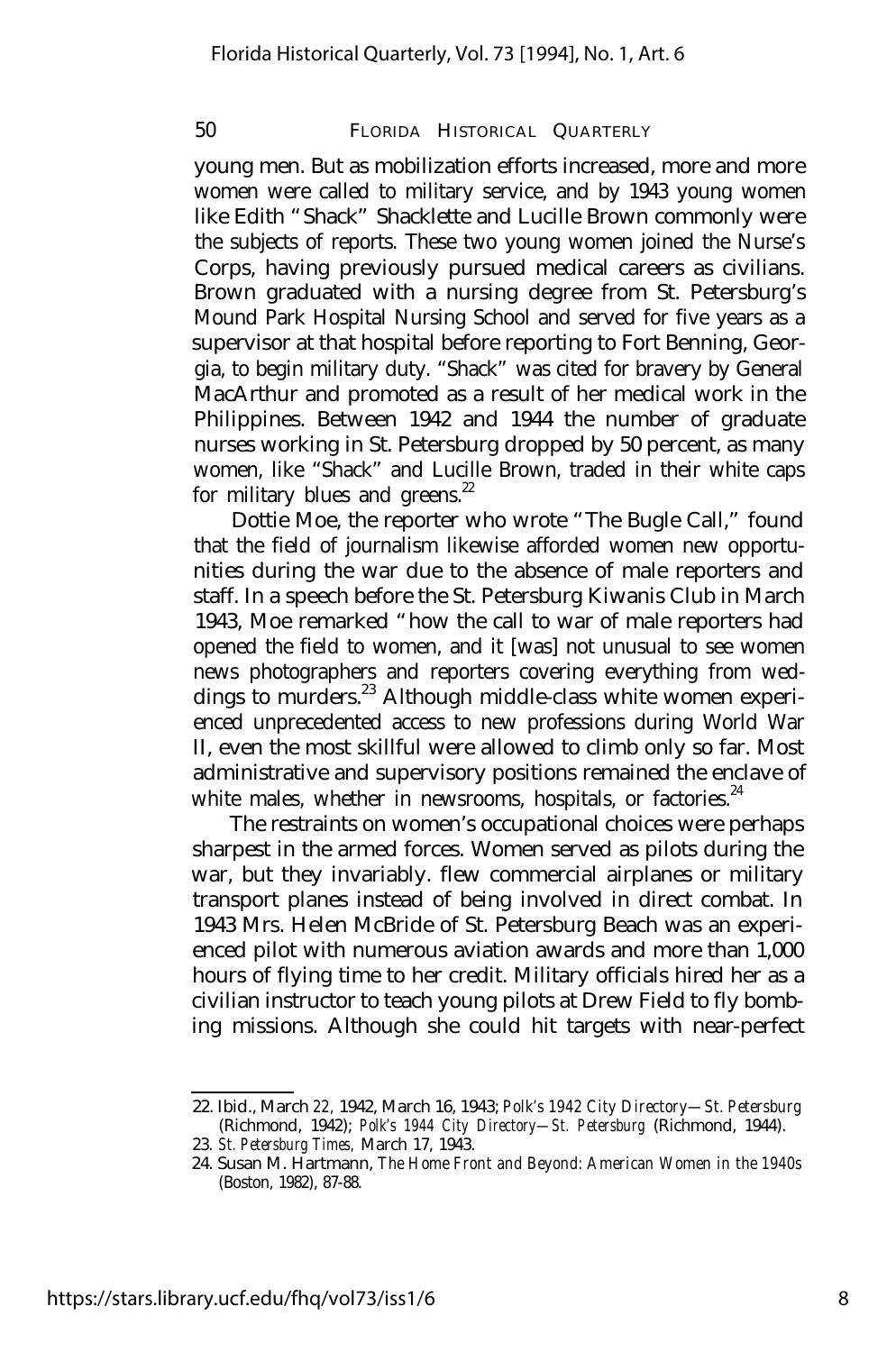young men. But as mobilization efforts increased, more and more women were called to military service, and by 1943 young women like Edith "Shack" Shacklette and Lucille Brown commonly were the subjects of reports. These two young women joined the Nurse's Corps, having previously pursued medical careers as civilians. Brown graduated with a nursing degree from St. Petersburg's Mound Park Hospital Nursing School and served for five years as a supervisor at that hospital before reporting to Fort Benning, Georgia, to begin military duty. "Shack" was cited for bravery by General MacArthur and promoted as a result of her medical work in the Philippines. Between 1942 and 1944 the number of graduate nurses working in St. Petersburg dropped by 50 percent, as many women, like "Shack" and Lucille Brown, traded in their white caps for military blues and greens.[22]

Dottie Moe, the reporter who wrote "The Bugle Call," found that the field of journalism likewise afforded women new opportunities during the war due to the absence of male reporters and staff. In a speech before the St. Petersburg Kiwanis Club in March 1943, Moe remarked "how the call to war of male reporters had opened the field to women, and it [was] not unusual to see women news photographers and reporters covering everything from weddings to murders.[23] Although middle-class white women experienced unprecedented access to new professions during World War II, even the most skillful were allowed to climb only so far. Most administrative and supervisory positions remained the enclave of white males, whether in newsrooms, hospitals, or factories.[24]

The restraints on women's occupational choices were perhaps sharpest in the armed forces. Women served as pilots during the war, but they invariably. flew commercial airplanes or military transport planes instead of being involved in direct combat. In 1943 Mrs. Helen McBride of St. Petersburg Beach was an experienced pilot with numerous aviation awards and more than 1,000 hours of flying time to her credit. Military officials hired her as a civilian instructor to teach young pilots at Drew Field to fly bombing missions. Although she could hit targets with near-perfect

---

22. Ibid., March 22, 1942, March 16, 1943; *Polk's 1942 City Directory—St. Petersburg* (Richmond, 1942); *Polk's 1944 City Directory—St. Petersburg* (Richmond, 1944).

23. *St. Petersburg Times,* March 17, 1943.

24. Susan M. Hartmann, *The Home Front and Beyond: American Women in the 1940s* (Boston, 1982), 87-88.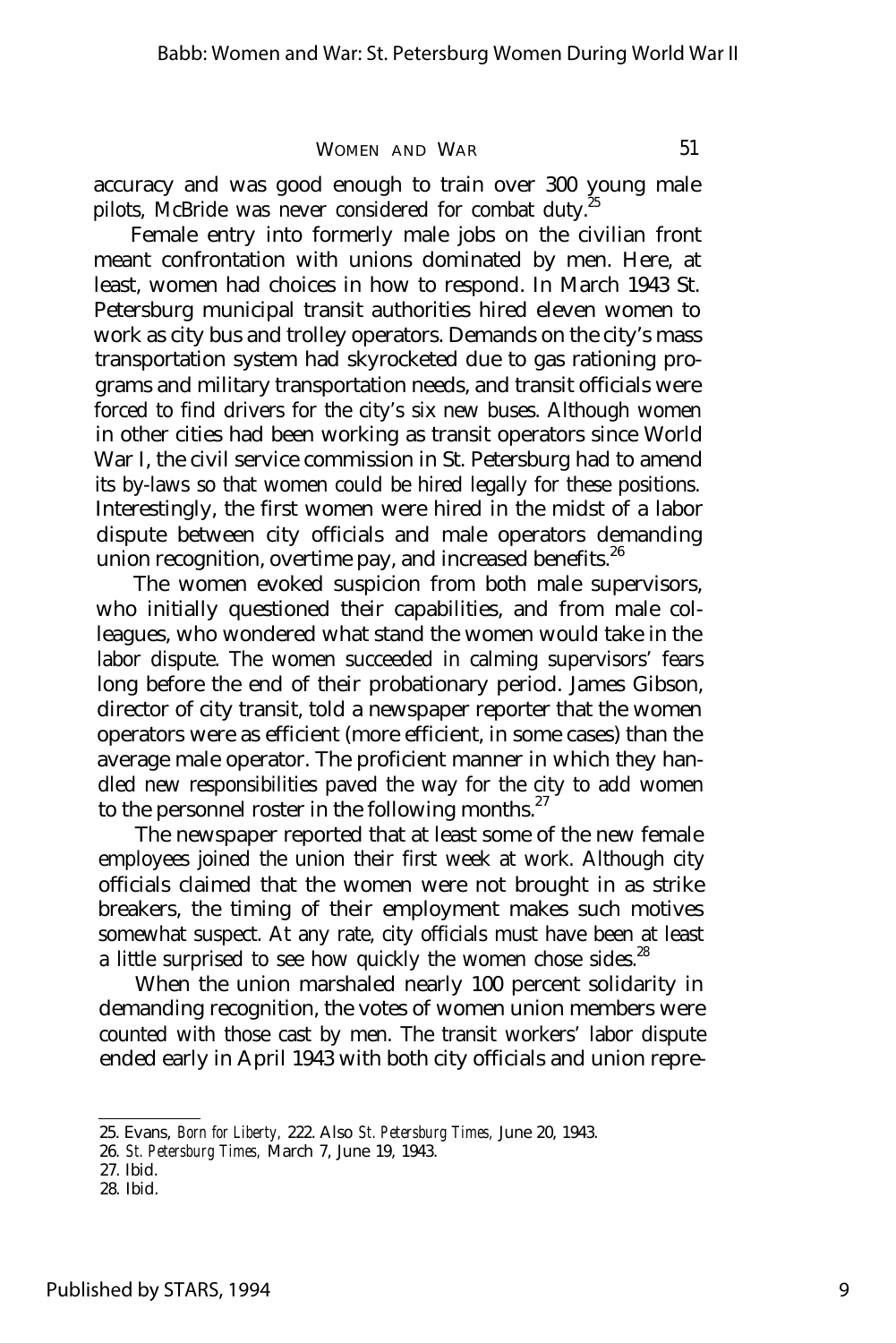accuracy and was good enough to train over 300 young male pilots, McBride was never considered for combat duty.[25]

Female entry into formerly male jobs on the civilian front meant confrontation with unions dominated by men. Here, at least, women had choices in how to respond. In March 1943 St. Petersburg municipal transit authorities hired eleven women to work as city bus and trolley operators. Demands on the city's mass transportation system had skyrocketed due to gas rationing programs and military transportation needs, and transit officials were forced to find drivers for the city's six new buses. Although women in other cities had been working as transit operators since World War I, the civil service commission in St. Petersburg had to amend its by-laws so that women could be hired legally for these positions. Interestingly, the first women were hired in the midst of a labor dispute between city officials and male operators demanding union recognition, overtime pay, and increased benefits.[26]

The women evoked suspicion from both male supervisors, who initially questioned their capabilities, and from male colleagues, who wondered what stand the women would take in the labor dispute. The women succeeded in calming supervisors' fears long before the end of their probationary period. James Gibson, director of city transit, told a newspaper reporter that the women operators were as efficient (more efficient, in some cases) than the average male operator. The proficient manner in which they handled new responsibilities paved the way for the city to add women to the personnel roster in the following months.[27]

The newspaper reported that at least some of the new female employees joined the union their first week at work. Although city officials claimed that the women were not brought in as strike breakers, the timing of their employment makes such motives somewhat suspect. At any rate, city officials must have been at least a little surprised to see how quickly the women chose sides.[28]

When the union marshaled nearly 100 percent solidarity in demanding recognition, the votes of women union members were counted with those cast by men. The transit workers' labor dispute ended early in April 1943 with both city officials and union repre-

---

25. Evans, *Born for Liberty,* 222. Also *St. Petersburg Times,* June 20, 1943.

26. *St. Petersburg Times,* March 7, June 19, 1943.

27. Ibid.

28. Ibid.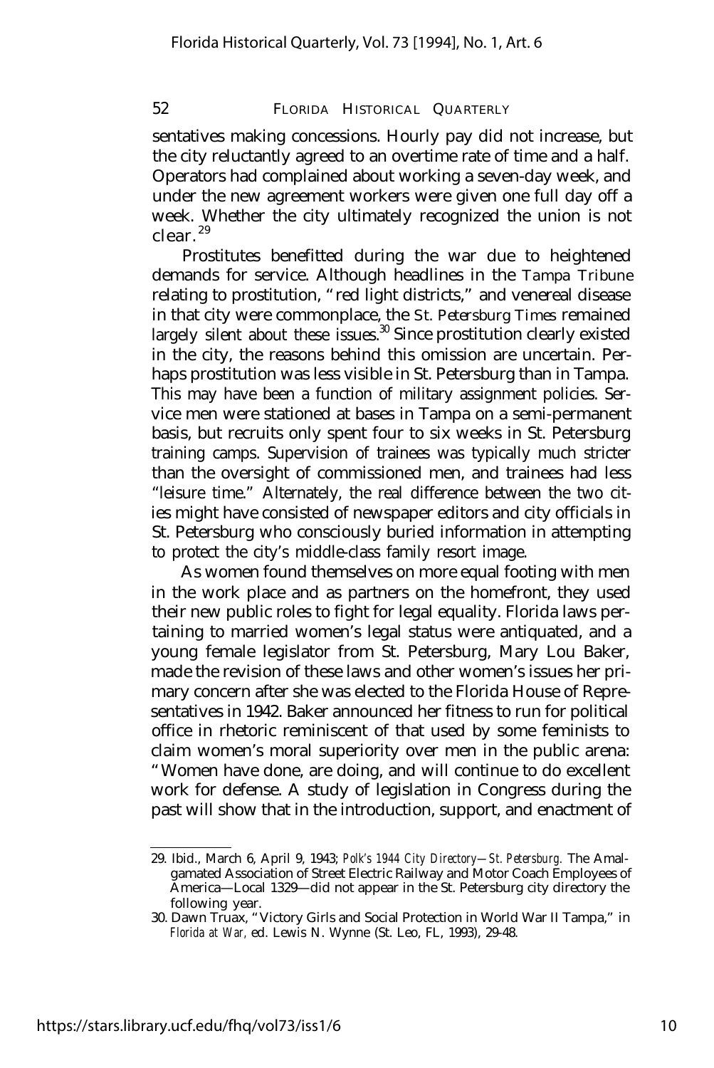sentatives making concessions. Hourly pay did not increase, but the city reluctantly agreed to an overtime rate of time and a half. Operators had complained about working a seven-day week, and under the new agreement workers were given one full day off a week. Whether the city ultimately recognized the union is not clear.[29]

Prostitutes benefitted during the war due to heightened demands for service. Although headlines in the *Tampa Tribune* relating to prostitution, "red light districts," and venereal disease in that city were commonplace, the *St. Petersburg Times* remained largely silent about these issues.[30] Since prostitution clearly existed in the city, the reasons behind this omission are uncertain. Perhaps prostitution was less visible in St. Petersburg than in Tampa. This may have been a function of military assignment policies. Service men were stationed at bases in Tampa on a semi-permanent basis, but recruits only spent four to six weeks in St. Petersburg training camps. Supervision of trainees was typically much stricter than the oversight of commissioned men, and trainees had less "leisure time." Alternately, the real difference between the two cities might have consisted of newspaper editors and city officials in St. Petersburg who consciously buried information in attempting to protect the city's middle-class family resort image.

As women found themselves on more equal footing with men in the work place and as partners on the homefront, they used their new public roles to fight for legal equality. Florida laws pertaining to married women's legal status were antiquated, and a young female legislator from St. Petersburg, Mary Lou Baker, made the revision of these laws and other women's issues her primary concern after she was elected to the Florida House of Representatives in 1942. Baker announced her fitness to run for political office in rhetoric reminiscent of that used by some feminists to claim women's moral superiority over men in the public arena: "Women have done, are doing, and will continue to do excellent work for defense. A study of legislation in Congress during the past will show that in the introduction, support, and enactment of

---

29. Ibid., March 6, April 9, 1943; *Polk's 1944 City Directory—St. Petersburg.* The Amalgamated Association of Street Electric Railway and Motor Coach Employees of America—Local 1329—did not appear in the St. Petersburg city directory the following year.

30. Dawn Truax, "Victory Girls and Social Protection in World War II Tampa," in *Florida at War,* ed. Lewis N. Wynne (St. Leo, FL, 1993), 29-48.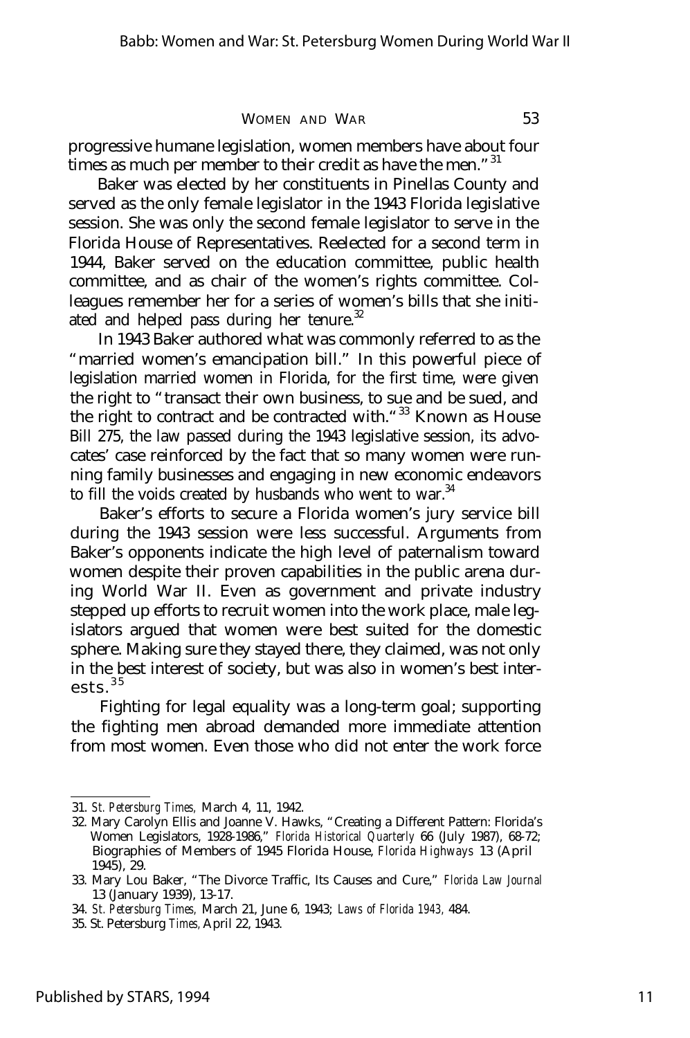progressive humane legislation, women members have about four times as much per member to their credit as have the men."[31]

Baker was elected by her constituents in Pinellas County and served as the only female legislator in the 1943 Florida legislative session. She was only the second female legislator to serve in the Florida House of Representatives. Reelected for a second term in 1944, Baker served on the education committee, public health committee, and as chair of the women's rights committee. Colleagues remember her for a series of women's bills that she initiated and helped pass during her tenure.[32]

In 1943 Baker authored what was commonly referred to as the "married women's emancipation bill." In this powerful piece of legislation married women in Florida, for the first time, were given the right to "transact their own business, to sue and be sued, and the right to contract and be contracted with."[33] Known as House Bill 275, the law passed during the 1943 legislative session, its advocates' case reinforced by the fact that so many women were running family businesses and engaging in new economic endeavors to fill the voids created by husbands who went to war.[34]

Baker's efforts to secure a Florida women's jury service bill during the 1943 session were less successful. Arguments from Baker's opponents indicate the high level of paternalism toward women despite their proven capabilities in the public arena during World War II. Even as government and private industry stepped up efforts to recruit women into the work place, male legislators argued that women were best suited for the domestic sphere. Making sure they stayed there, they claimed, was not only in the best interest of society, but was also in women's best interests.[35]

Fighting for legal equality was a long-term goal; supporting the fighting men abroad demanded more immediate attention from most women. Even those who did not enter the work force

---

31. *St. Petersburg Times,* March 4, 11, 1942.
32. Mary Carolyn Ellis and Joanne V. Hawks, "Creating a Different Pattern: Florida's Women Legislators, 1928-1986," *Florida Historical Quarterly* 66 (July 1987), 68-72; Biographies of Members of 1945 Florida House, *Florida Highways* 13 (April 1945), 29.
33. Mary Lou Baker, "The Divorce Traffic, Its Causes and Cure," *Florida Law Journal* 13 (January 1939), 13-17.
34. *St. Petersburg Times,* March 21, June 6, 1943; *Laws of Florida 1943,* 484.
35. St. Petersburg *Times,* April 22, 1943.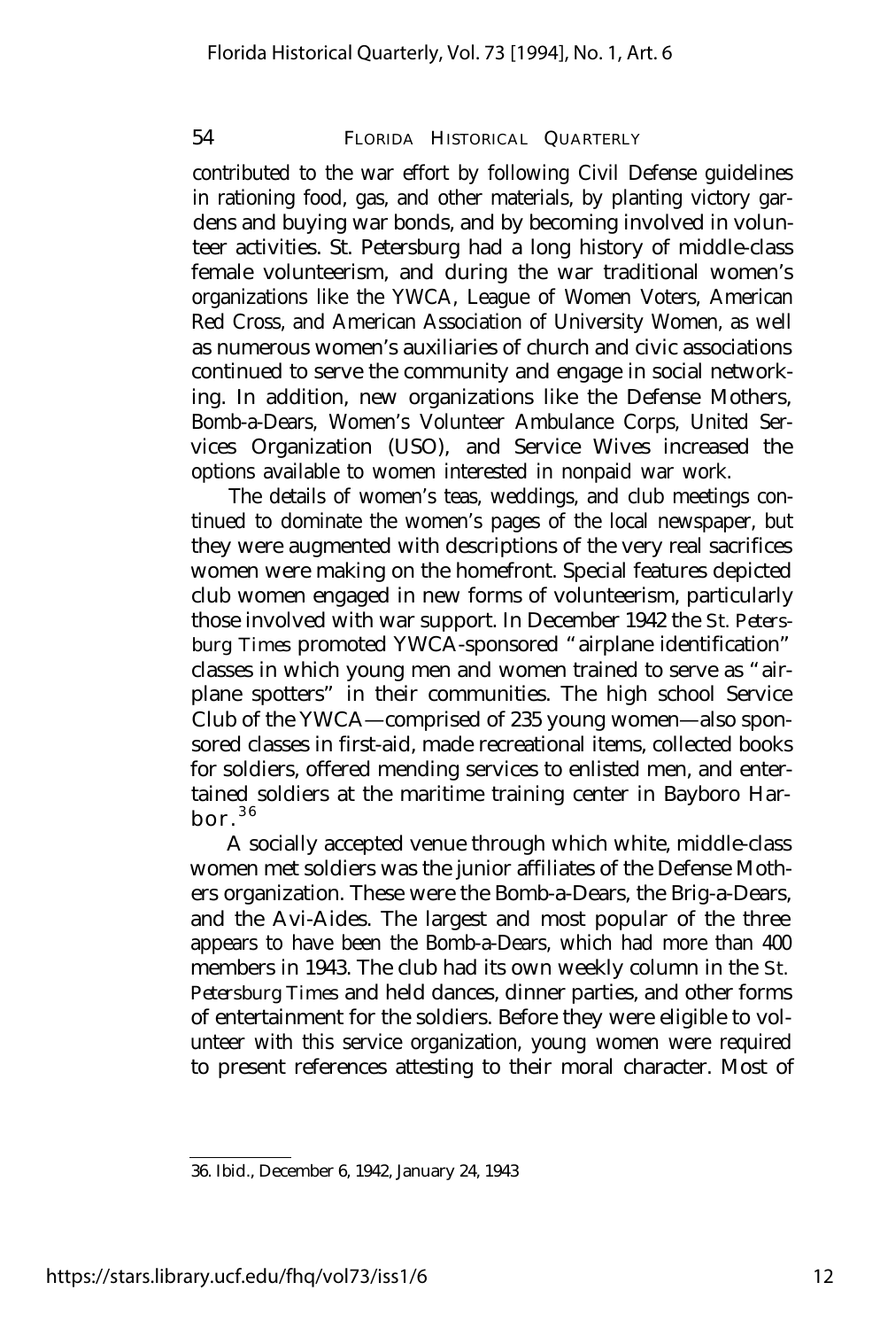contributed to the war effort by following Civil Defense guidelines in rationing food, gas, and other materials, by planting victory gardens and buying war bonds, and by becoming involved in volunteer activities. St. Petersburg had a long history of middle-class female volunteerism, and during the war traditional women's organizations like the YWCA, League of Women Voters, American Red Cross, and American Association of University Women, as well as numerous women's auxiliaries of church and civic associations continued to serve the community and engage in social networking. In addition, new organizations like the Defense Mothers, Bomb-a-Dears, Women's Volunteer Ambulance Corps, United Services Organization (USO), and Service Wives increased the options available to women interested in nonpaid war work.

The details of women's teas, weddings, and club meetings continued to dominate the women's pages of the local newspaper, but they were augmented with descriptions of the very real sacrifices women were making on the homefront. Special features depicted club women engaged in new forms of volunteerism, particularly those involved with war support. In December 1942 the *St. Petersburg Times* promoted YWCA-sponsored "airplane identification" classes in which young men and women trained to serve as "airplane spotters" in their communities. The high school Service Club of the YWCA—comprised of 235 young women—also sponsored classes in first-aid, made recreational items, collected books for soldiers, offered mending services to enlisted men, and entertained soldiers at the maritime training center in Bayboro Harbor.[36]

A socially accepted venue through which white, middle-class women met soldiers was the junior affiliates of the Defense Mothers organization. These were the Bomb-a-Dears, the Brig-a-Dears, and the Avi-Aides. The largest and most popular of the three appears to have been the Bomb-a-Dears, which had more than 400 members in 1943. The club had its own weekly column in the *St. Petersburg Times* and held dances, dinner parties, and other forms of entertainment for the soldiers. Before they were eligible to volunteer with this service organization, young women were required to present references attesting to their moral character. Most of

---

36. Ibid., December 6, 1942, January 24, 1943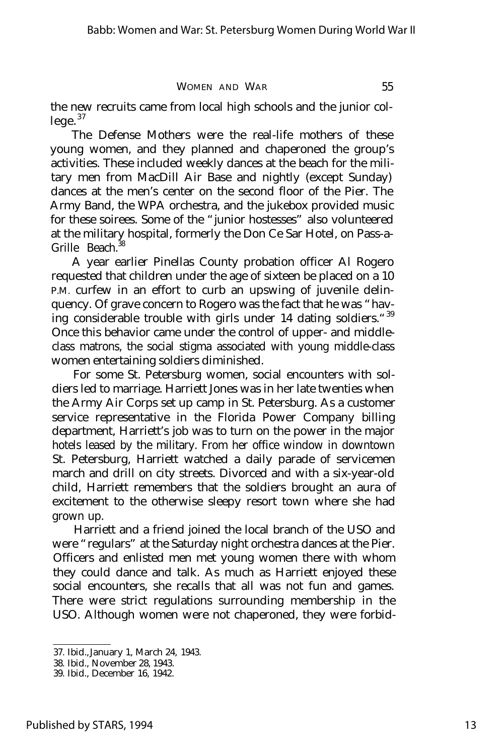the new recruits came from local high schools and the junior college.[37]

The Defense Mothers were the real-life mothers of these young women, and they planned and chaperoned the group's activities. These included weekly dances at the beach for the military men from MacDill Air Base and nightly (except Sunday) dances at the men's center on the second floor of the Pier. The Army Band, the WPA orchestra, and the jukebox provided music for these soirees. Some of the "junior hostesses" also volunteered at the military hospital, formerly the Don Ce Sar Hotel, on Pass-a-Grille Beach.[38]

A year earlier Pinellas County probation officer Al Rogero requested that children under the age of sixteen be placed on a 10 P.M. curfew in an effort to curb an upswing of juvenile delinquency. Of grave concern to Rogero was the fact that he was "having considerable trouble with girls under 14 dating soldiers."[39] Once this behavior came under the control of upper- and middle-class matrons, the social stigma associated with young middle-class women entertaining soldiers diminished.

For some St. Petersburg women, social encounters with soldiers led to marriage. Harriett Jones was in her late twenties when the Army Air Corps set up camp in St. Petersburg. As a customer service representative in the Florida Power Company billing department, Harriett's job was to turn on the power in the major hotels leased by the military. From her office window in downtown St. Petersburg, Harriett watched a daily parade of servicemen march and drill on city streets. Divorced and with a six-year-old child, Harriett remembers that the soldiers brought an aura of excitement to the otherwise sleepy resort town where she had grown up.

Harriett and a friend joined the local branch of the USO and were "regulars" at the Saturday night orchestra dances at the Pier. Officers and enlisted men met young women there with whom they could dance and talk. As much as Harriett enjoyed these social encounters, she recalls that all was not fun and games. There were strict regulations surrounding membership in the USO. Although women were not chaperoned, they were forbid-

37. Ibid., January 1, March 24, 1943.

38. Ibid., November 28, 1943.

39. Ibid., December 16, 1942.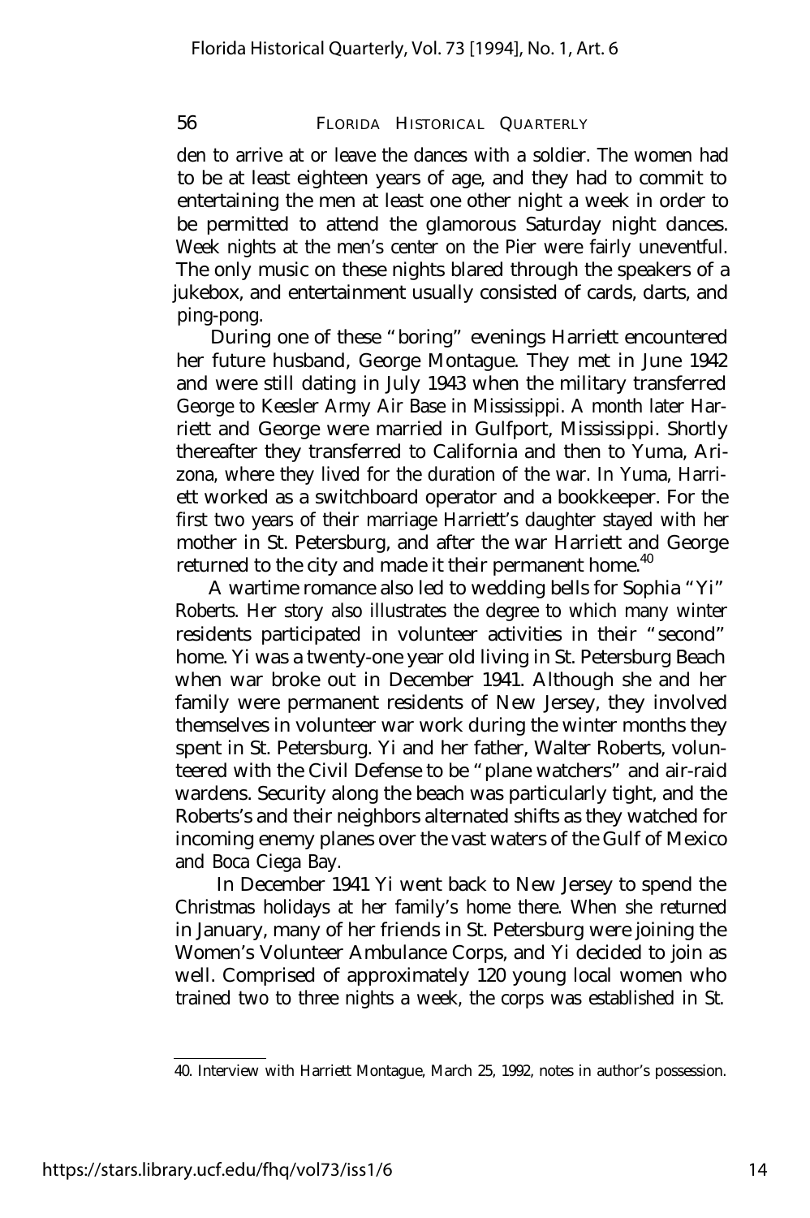den to arrive at or leave the dances with a soldier. The women had to be at least eighteen years of age, and they had to commit to entertaining the men at least one other night a week in order to be permitted to attend the glamorous Saturday night dances. Week nights at the men's center on the Pier were fairly uneventful. The only music on these nights blared through the speakers of a jukebox, and entertainment usually consisted of cards, darts, and ping-pong.

During one of these "boring" evenings Harriett encountered her future husband, George Montague. They met in June 1942 and were still dating in July 1943 when the military transferred George to Keesler Army Air Base in Mississippi. A month later Harriett and George were married in Gulfport, Mississippi. Shortly thereafter they transferred to California and then to Yuma, Arizona, where they lived for the duration of the war. In Yuma, Harriett worked as a switchboard operator and a bookkeeper. For the first two years of their marriage Harriett's daughter stayed with her mother in St. Petersburg, and after the war Harriett and George returned to the city and made it their permanent home.[40]

A wartime romance also led to wedding bells for Sophia "Yi" Roberts. Her story also illustrates the degree to which many winter residents participated in volunteer activities in their "second" home. Yi was a twenty-one year old living in St. Petersburg Beach when war broke out in December 1941. Although she and her family were permanent residents of New Jersey, they involved themselves in volunteer war work during the winter months they spent in St. Petersburg. Yi and her father, Walter Roberts, volunteered with the Civil Defense to be "plane watchers" and air-raid wardens. Security along the beach was particularly tight, and the Roberts's and their neighbors alternated shifts as they watched for incoming enemy planes over the vast waters of the Gulf of Mexico and Boca Ciega Bay.

In December 1941 Yi went back to New Jersey to spend the Christmas holidays at her family's home there. When she returned in January, many of her friends in St. Petersburg were joining the Women's Volunteer Ambulance Corps, and Yi decided to join as well. Comprised of approximately 120 young local women who trained two to three nights a week, the corps was established in St.

40. Interview with Harriett Montague, March 25, 1992, notes in author's possession.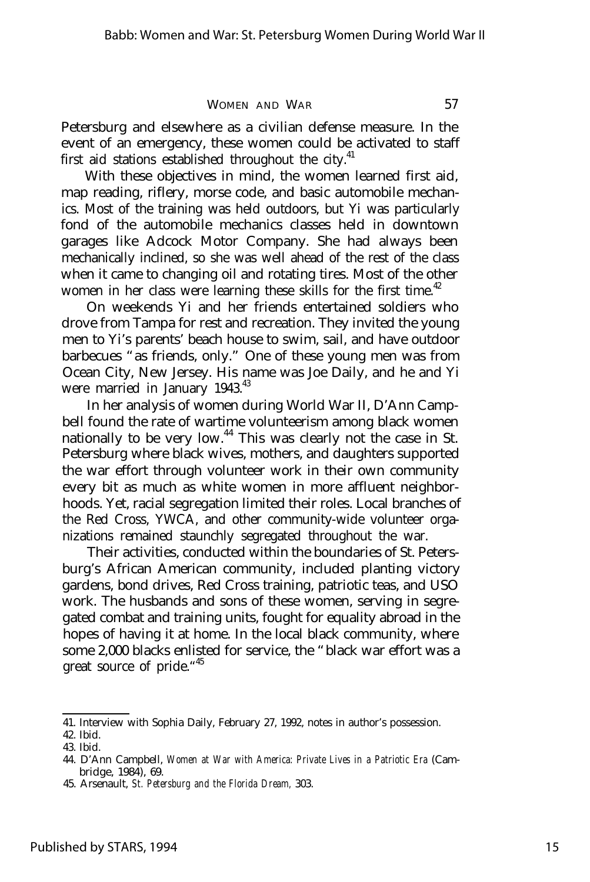Petersburg and elsewhere as a civilian defense measure. In the event of an emergency, these women could be activated to staff first aid stations established throughout the city.[41]

With these objectives in mind, the women learned first aid, map reading, riflery, morse code, and basic automobile mechanics. Most of the training was held outdoors, but Yi was particularly fond of the automobile mechanics classes held in downtown garages like Adcock Motor Company. She had always been mechanically inclined, so she was well ahead of the rest of the class when it came to changing oil and rotating tires. Most of the other women in her class were learning these skills for the first time.[42]

On weekends Yi and her friends entertained soldiers who drove from Tampa for rest and recreation. They invited the young men to Yi's parents' beach house to swim, sail, and have outdoor barbecues "as friends, only." One of these young men was from Ocean City, New Jersey. His name was Joe Daily, and he and Yi were married in January 1943.[43]

In her analysis of women during World War II, D'Ann Campbell found the rate of wartime volunteerism among black women nationally to be very low.[44] This was clearly not the case in St. Petersburg where black wives, mothers, and daughters supported the war effort through volunteer work in their own community every bit as much as white women in more affluent neighborhoods. Yet, racial segregation limited their roles. Local branches of the Red Cross, YWCA, and other community-wide volunteer organizations remained staunchly segregated throughout the war.

Their activities, conducted within the boundaries of St. Petersburg's African American community, included planting victory gardens, bond drives, Red Cross training, patriotic teas, and USO work. The husbands and sons of these women, serving in segregated combat and training units, fought for equality abroad in the hopes of having it at home. In the local black community, where some 2,000 blacks enlisted for service, the "black war effort was a great source of pride."[45]

---

41. Interview with Sophia Daily, February 27, 1992, notes in author's possession.
42. Ibid.
43. Ibid.
44. D'Ann Campbell, *Women at War with America: Private Lives in a Patriotic Era* (Cambridge, 1984), 69.
45. Arsenault, *St. Petersburg and the Florida Dream,* 303.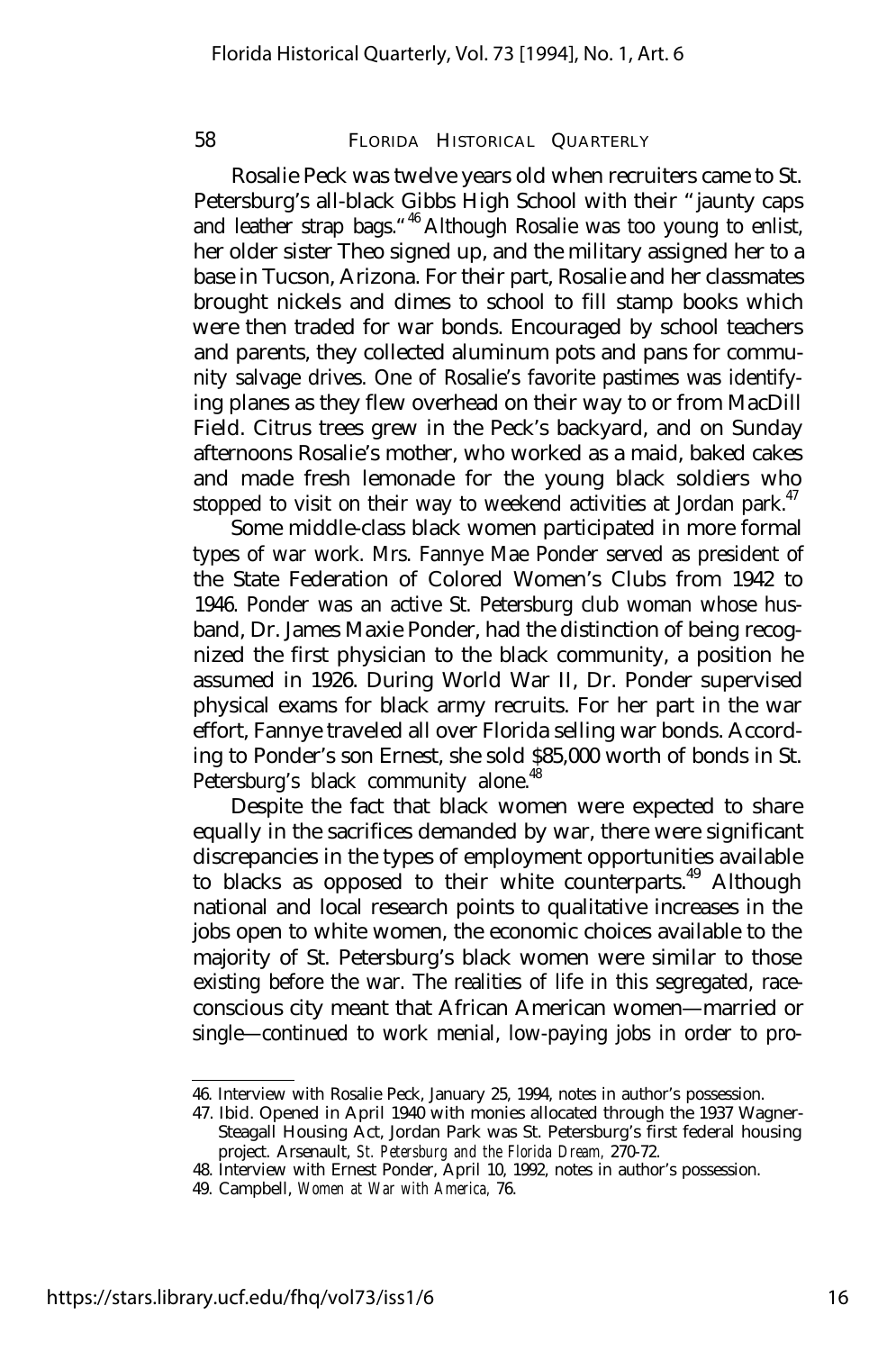Rosalie Peck was twelve years old when recruiters came to St. Petersburg's all-black Gibbs High School with their "jaunty caps and leather strap bags."[46] Although Rosalie was too young to enlist, her older sister Theo signed up, and the military assigned her to a base in Tucson, Arizona. For their part, Rosalie and her classmates brought nickels and dimes to school to fill stamp books which were then traded for war bonds. Encouraged by school teachers and parents, they collected aluminum pots and pans for community salvage drives. One of Rosalie's favorite pastimes was identifying planes as they flew overhead on their way to or from MacDill Field. Citrus trees grew in the Peck's backyard, and on Sunday afternoons Rosalie's mother, who worked as a maid, baked cakes and made fresh lemonade for the young black soldiers who stopped to visit on their way to weekend activities at Jordan park.[47]

Some middle-class black women participated in more formal types of war work. Mrs. Fannye Mae Ponder served as president of the State Federation of Colored Women's Clubs from 1942 to 1946. Ponder was an active St. Petersburg club woman whose husband, Dr. James Maxie Ponder, had the distinction of being recognized the first physician to the black community, a position he assumed in 1926. During World War II, Dr. Ponder supervised physical exams for black army recruits. For her part in the war effort, Fannye traveled all over Florida selling war bonds. According to Ponder's son Ernest, she sold $85,000 worth of bonds in St. Petersburg's black community alone.[48]

Despite the fact that black women were expected to share equally in the sacrifices demanded by war, there were significant discrepancies in the types of employment opportunities available to blacks as opposed to their white counterparts.[49] Although national and local research points to qualitative increases in the jobs open to white women, the economic choices available to the majority of St. Petersburg's black women were similar to those existing before the war. The realities of life in this segregated, race-conscious city meant that African American women—married or single—continued to work menial, low-paying jobs in order to pro-

---

46. Interview with Rosalie Peck, January 25, 1994, notes in author's possession.

47. Ibid. Opened in April 1940 with monies allocated through the 1937 Wagner-Steagall Housing Act, Jordan Park was St. Petersburg's first federal housing project. Arsenault, *St. Petersburg and the Florida Dream,* 270-72.

48. Interview with Ernest Ponder, April 10, 1992, notes in author's possession.

49. Campbell, *Women at War with America,* 76.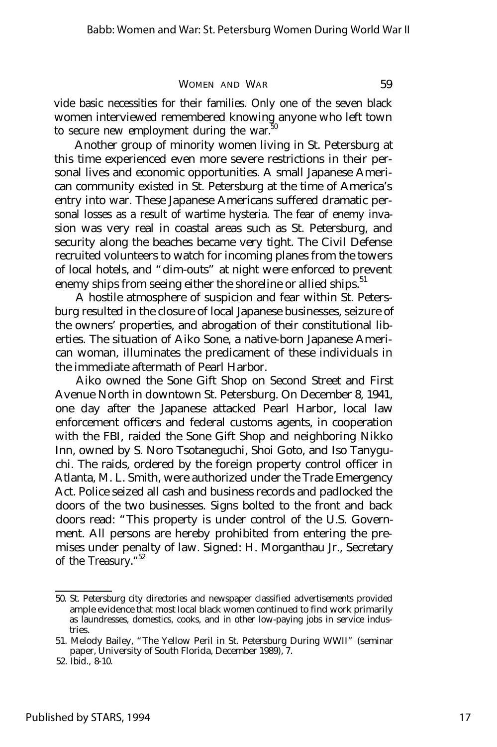vide basic necessities for their families. Only one of the seven black women interviewed remembered knowing anyone who left town to secure new employment during the war.[50]

Another group of minority women living in St. Petersburg at this time experienced even more severe restrictions in their personal lives and economic opportunities. A small Japanese American community existed in St. Petersburg at the time of America's entry into war. These Japanese Americans suffered dramatic personal losses as a result of wartime hysteria. The fear of enemy invasion was very real in coastal areas such as St. Petersburg, and security along the beaches became very tight. The Civil Defense recruited volunteers to watch for incoming planes from the towers of local hotels, and "dim-outs" at night were enforced to prevent enemy ships from seeing either the shoreline or allied ships.[51]

A hostile atmosphere of suspicion and fear within St. Petersburg resulted in the closure of local Japanese businesses, seizure of the owners' properties, and abrogation of their constitutional liberties. The situation of Aiko Sone, a native-born Japanese American woman, illuminates the predicament of these individuals in the immediate aftermath of Pearl Harbor.

Aiko owned the Sone Gift Shop on Second Street and First Avenue North in downtown St. Petersburg. On December 8, 1941, one day after the Japanese attacked Pearl Harbor, local law enforcement officers and federal customs agents, in cooperation with the FBI, raided the Sone Gift Shop and neighboring Nikko Inn, owned by S. Noro Tsotaneguchi, Shoi Goto, and Iso Tanyguchi. The raids, ordered by the foreign property control officer in Atlanta, M. L. Smith, were authorized under the Trade Emergency Act. Police seized all cash and business records and padlocked the doors of the two businesses. Signs bolted to the front and back doors read: "This property is under control of the U.S. Government. All persons are hereby prohibited from entering the premises under penalty of law. Signed: H. Morganthau Jr., Secretary of the Treasury."[52]

---

50. St. Petersburg city directories and newspaper classified advertisements provided ample evidence that most local black women continued to find work primarily as laundresses, domestics, cooks, and in other low-paying jobs in service industries.

51. Melody Bailey, "The Yellow Peril in St. Petersburg During WWII" (seminar paper, University of South Florida, December 1989), 7.

52. Ibid., 8-10.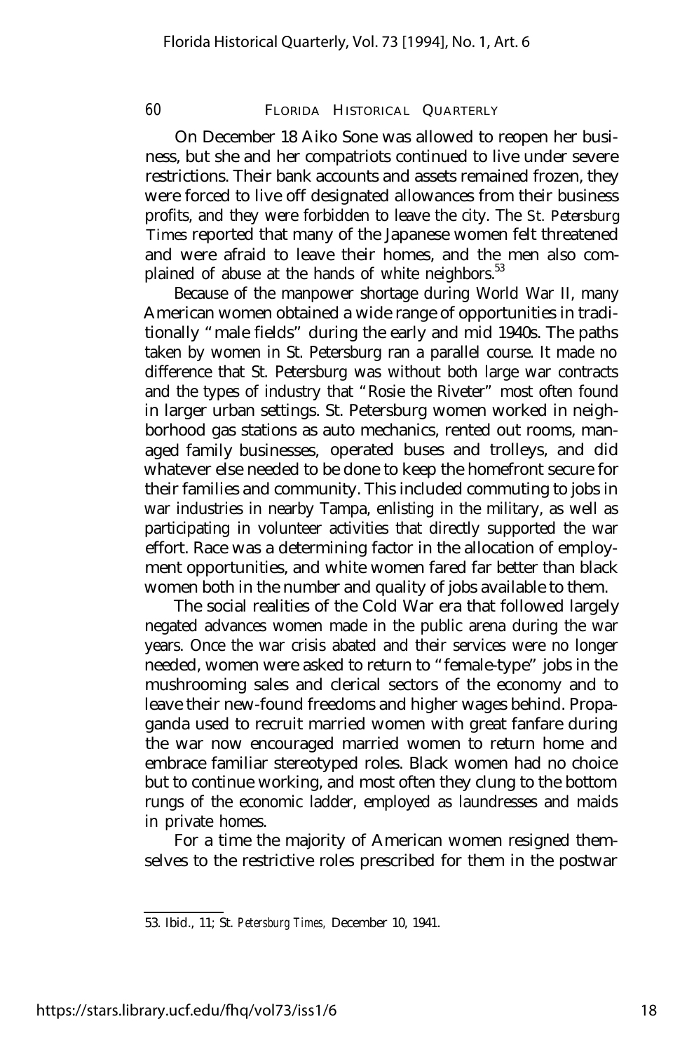On December 18 Aiko Sone was allowed to reopen her business, but she and her compatriots continued to live under severe restrictions. Their bank accounts and assets remained frozen, they were forced to live off designated allowances from their business profits, and they were forbidden to leave the city. The *St. Petersburg Times* reported that many of the Japanese women felt threatened and were afraid to leave their homes, and the men also complained of abuse at the hands of white neighbors.[53]

Because of the manpower shortage during World War II, many American women obtained a wide range of opportunities in traditionally "male fields" during the early and mid 1940s. The paths taken by women in St. Petersburg ran a parallel course. It made no difference that St. Petersburg was without both large war contracts and the types of industry that "Rosie the Riveter" most often found in larger urban settings. St. Petersburg women worked in neighborhood gas stations as auto mechanics, rented out rooms, managed family businesses, operated buses and trolleys, and did whatever else needed to be done to keep the homefront secure for their families and community. This included commuting to jobs in war industries in nearby Tampa, enlisting in the military, as well as participating in volunteer activities that directly supported the war effort. Race was a determining factor in the allocation of employment opportunities, and white women fared far better than black women both in the number and quality of jobs available to them.

The social realities of the Cold War era that followed largely negated advances women made in the public arena during the war years. Once the war crisis abated and their services were no longer needed, women were asked to return to "female-type" jobs in the mushrooming sales and clerical sectors of the economy and to leave their new-found freedoms and higher wages behind. Propaganda used to recruit married women with great fanfare during the war now encouraged married women to return home and embrace familiar stereotyped roles. Black women had no choice but to continue working, and most often they clung to the bottom rungs of the economic ladder, employed as laundresses and maids in private homes.

For a time the majority of American women resigned themselves to the restrictive roles prescribed for them in the postwar

---

53. Ibid., 11; *St. Petersburg Times,* December 10, 1941.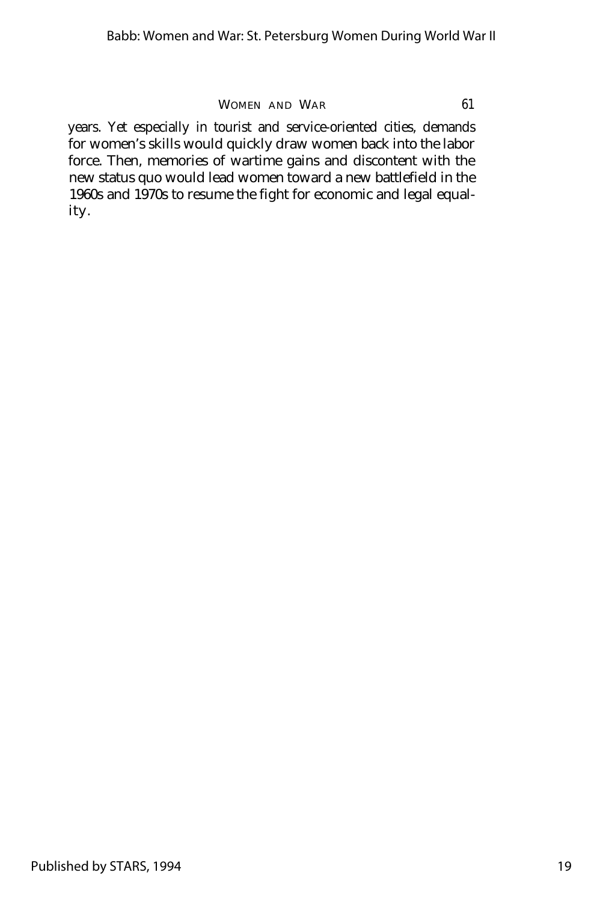years. Yet especially in tourist and service-oriented cities, demands for women's skills would quickly draw women back into the labor force. Then, memories of wartime gains and discontent with the new status quo would lead women toward a new battlefield in the 1960s and 1970s to resume the fight for economic and legal equality.